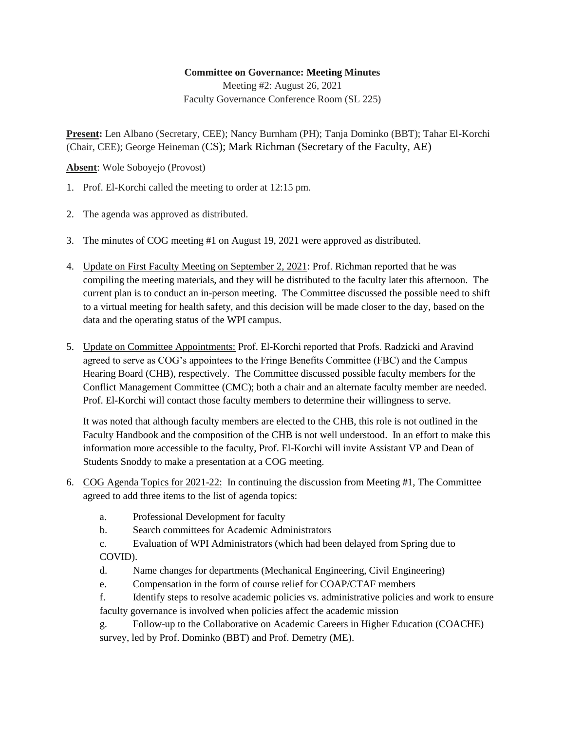**Committee on Governance: Meeting Minutes**

Meeting #2: August 26, 2021

Faculty Governance Conference Room (SL 225)

**Present:** Len Albano (Secretary, CEE); Nancy Burnham (PH); Tanja Dominko (BBT); Tahar El-Korchi (Chair, CEE); George Heineman (CS); Mark Richman (Secretary of the Faculty, AE)

**Absent**: Wole Soboyejo (Provost)

1. Prof. El-Korchi called the meeting to order at 12:15 pm.

2. The agenda was approved as distributed.

3. The minutes of COG meeting #1 on August 19, 2021 were approved as distributed.

4. Update on First Faculty Meeting on September 2, 2021: Prof. Richman reported that he was compiling the meeting materials, and they will be distributed to the faculty later this afternoon. The current plan is to conduct an in-person meeting. The Committee discussed the possible need to shift to a virtual meeting for health safety, and this decision will be made closer to the day, based on the data and the operating status of the WPI campus.

5. Update on Committee Appointments: Prof. El-Korchi reported that Profs. Radzicki and Aravind agreed to serve as COG's appointees to the Fringe Benefits Committee (FBC) and the Campus Hearing Board (CHB), respectively. The Committee discussed possible faculty members for the Conflict Management Committee (CMC); both a chair and an alternate faculty member are needed. Prof. El-Korchi will contact those faculty members to determine their willingness to serve.

   It was noted that although faculty members are elected to the CHB, this role is not outlined in the Faculty Handbook and the composition of the CHB is not well understood. In an effort to make this information more accessible to the faculty, Prof. El-Korchi will invite Assistant VP and Dean of Students Snoddy to make a presentation at a COG meeting.

6. COG Agenda Topics for 2021-22: In continuing the discussion from Meeting #1, The Committee agreed to add three items to the list of agenda topics:

   a. Professional Development for faculty

   b. Search committees for Academic Administrators

   c. Evaluation of WPI Administrators (which had been delayed from Spring due to COVID).

   d. Name changes for departments (Mechanical Engineering, Civil Engineering)

   e. Compensation in the form of course relief for COAP/CTAF members

   f. Identify steps to resolve academic policies vs. administrative policies and work to ensure faculty governance is involved when policies affect the academic mission

   g. Follow-up to the Collaborative on Academic Careers in Higher Education (COACHE) survey, led by Prof. Dominko (BBT) and Prof. Demetry (ME).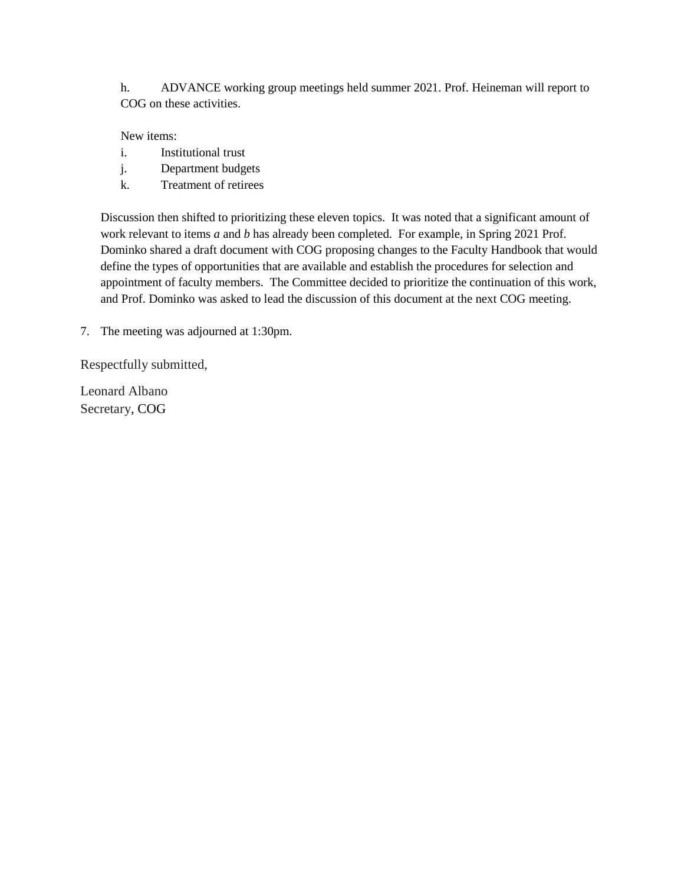h. ADVANCE working group meetings held summer 2021. Prof. Heineman will report to COG on these activities.

New items:

i. Institutional trust

j. Department budgets

k. Treatment of retirees

Discussion then shifted to prioritizing these eleven topics. It was noted that a significant amount of work relevant to items *a* and *b* has already been completed. For example, in Spring 2021 Prof. Dominko shared a draft document with COG proposing changes to the Faculty Handbook that would define the types of opportunities that are available and establish the procedures for selection and appointment of faculty members. The Committee decided to prioritize the continuation of this work, and Prof. Dominko was asked to lead the discussion of this document at the next COG meeting.

7. The meeting was adjourned at 1:30pm.

Respectfully submitted,

Leonard Albano
Secretary, COG